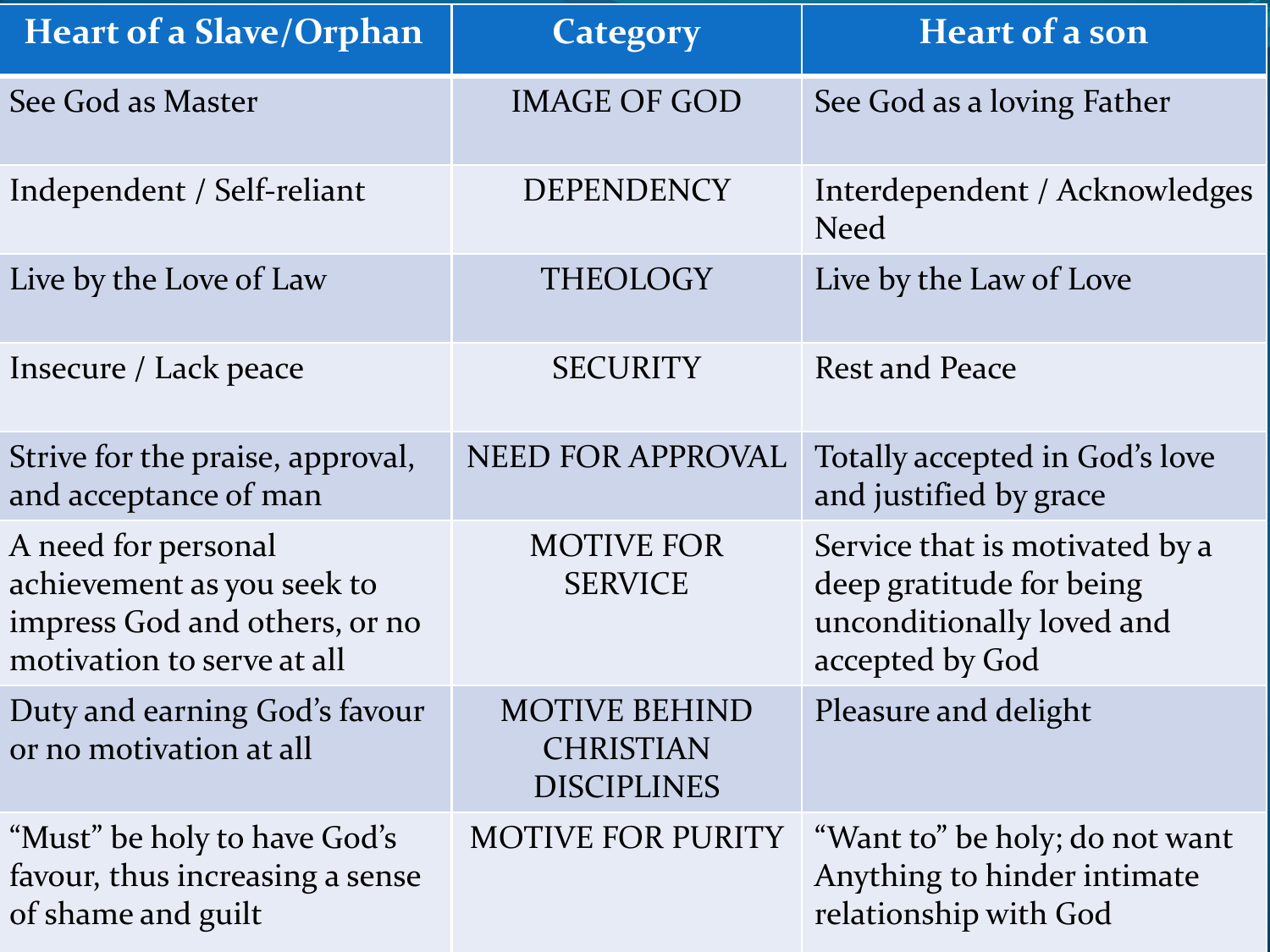| Heart of a Slave/Orphan | Category | Heart of a son |
| --- | --- | --- |
| See God as Master | IMAGE OF GOD | See God as a loving Father |
| Independent / Self-reliant | DEPENDENCY | Interdependent / Acknowledges Need |
| Live by the Love of Law | THEOLOGY | Live by the Law of Love |
| Insecure / Lack peace | SECURITY | Rest and Peace |
| Strive for the praise, approval, and acceptance of man | NEED FOR APPROVAL | Totally accepted in God's love and justified by grace |
| A need for personal achievement as you seek to impress God and others, or no motivation to serve at all | MOTIVE FOR SERVICE | Service that is motivated by a deep gratitude for being unconditionally loved and accepted by God |
| Duty and earning God's favour or no motivation at all | MOTIVE BEHIND CHRISTIAN DISCIPLINES | Pleasure and delight |
| "Must" be holy to have God's favour, thus increasing a sense of shame and guilt | MOTIVE FOR PURITY | "Want to" be holy; do not want Anything to hinder intimate relationship with God |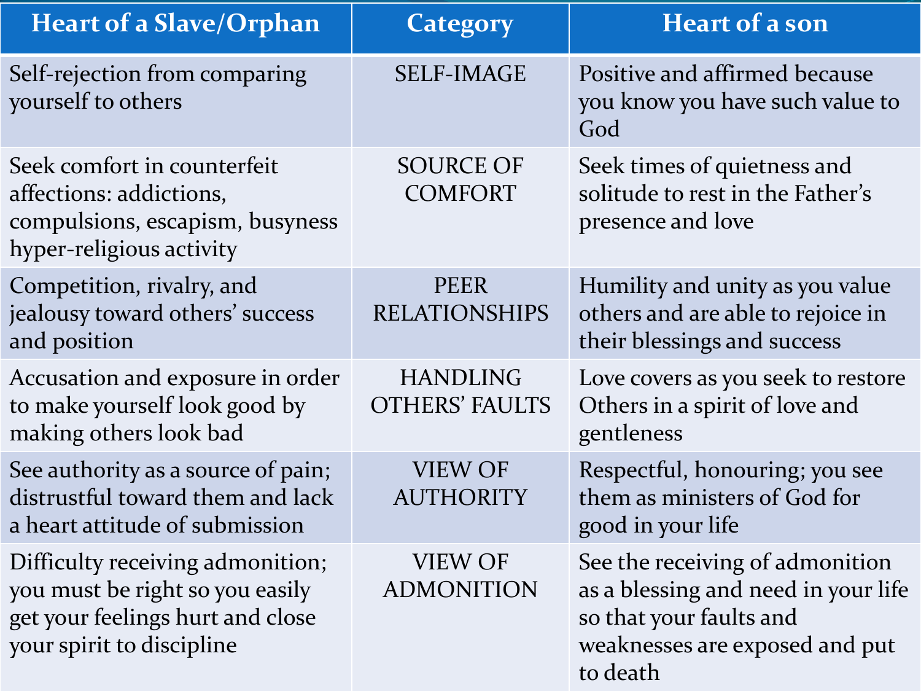| Heart of a Slave/Orphan | Category | Heart of a son |
| --- | --- | --- |
| Self-rejection from comparing yourself to others | SELF-IMAGE | Positive and affirmed because you know you have such value to God |
| Seek comfort in counterfeit affections: addictions, compulsions, escapism, busyness hyper-religious activity | SOURCE OF COMFORT | Seek times of quietness and solitude to rest in the Father's presence and love |
| Competition, rivalry, and jealousy toward others' success and position | PEER RELATIONSHIPS | Humility and unity as you value others and are able to rejoice in their blessings and success |
| Accusation and exposure in order to make yourself look good by making others look bad | HANDLING OTHERS' FAULTS | Love covers as you seek to restore Others in a spirit of love and gentleness |
| See authority as a source of pain; distrustful toward them and lack a heart attitude of submission | VIEW OF AUTHORITY | Respectful, honouring; you see them as ministers of God for good in your life |
| Difficulty receiving admonition; you must be right so you easily get your feelings hurt and close your spirit to discipline | VIEW OF ADMONITION | See the receiving of admonition as a blessing and need in your life so that your faults and weaknesses are exposed and put to death |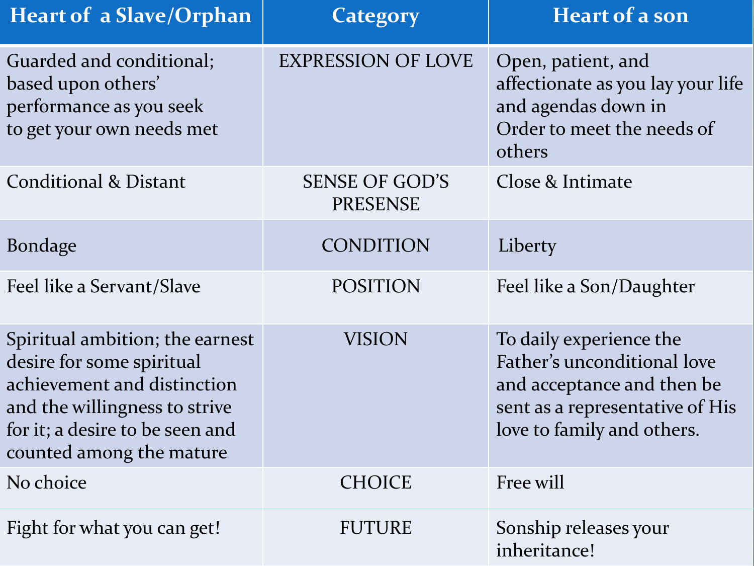| Heart of a Slave/Orphan | Category | Heart of a son |
|---|---|---|
| Guarded and conditional; based upon others' performance as you seek to get your own needs met | EXPRESSION OF LOVE | Open, patient, and affectionate as you lay your life and agendas down in Order to meet the needs of others |
| Conditional & Distant | SENSE OF GOD'S PRESENSE | Close & Intimate |
| Bondage | CONDITION | Liberty |
| Feel like a Servant/Slave | POSITION | Feel like a Son/Daughter |
| Spiritual ambition; the earnest desire for some spiritual achievement and distinction and the willingness to strive for it; a desire to be seen and counted among the mature | VISION | To daily experience the Father's unconditional love and acceptance and then be sent as a representative of His love to family and others. |
| No choice | CHOICE | Free will |
| Fight for what you can get! | FUTURE | Sonship releases your inheritance! |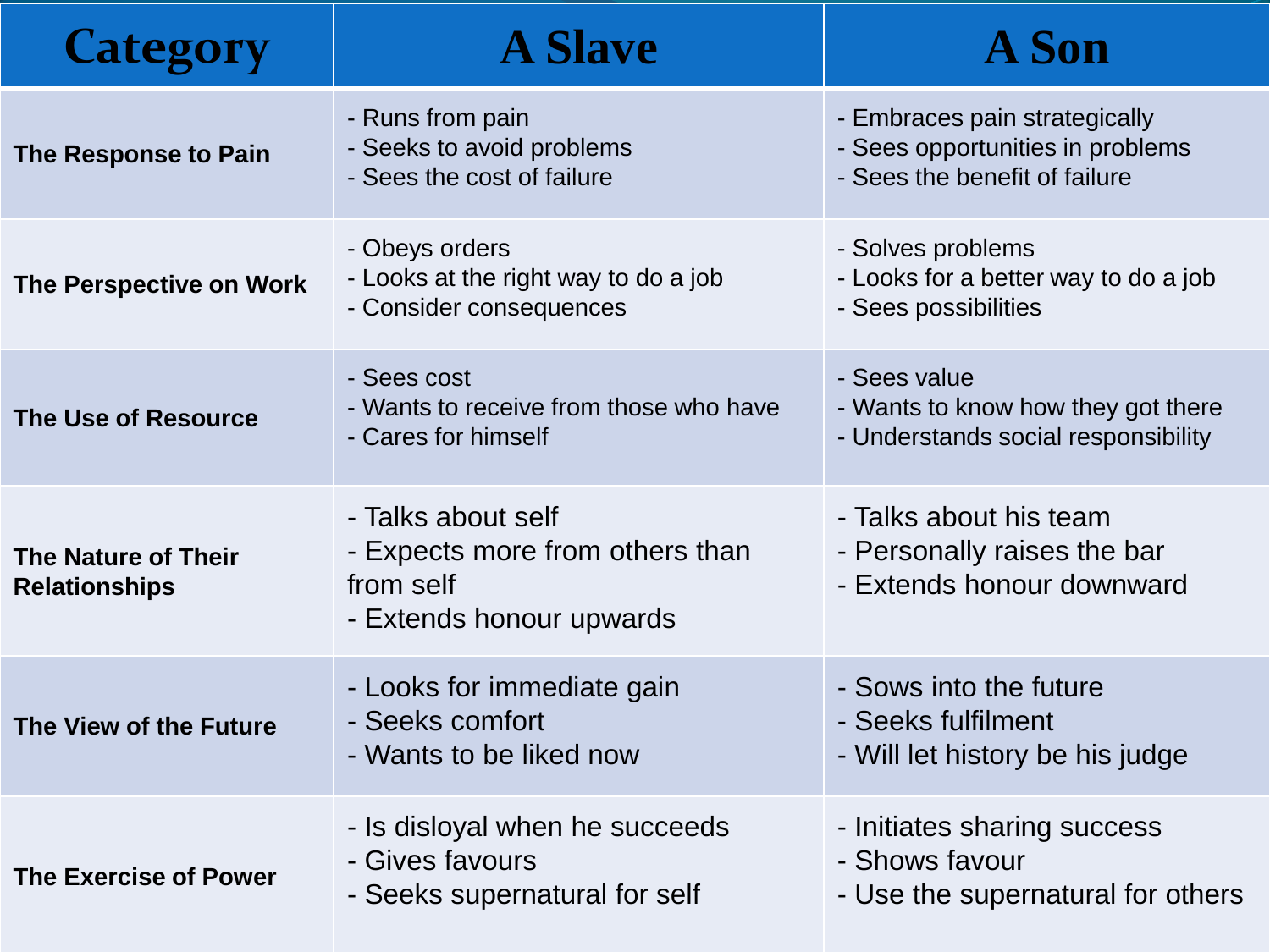| Category | A Slave | A Son |
|---|---|---|
| The Response to Pain | - Runs from pain<br>- Seeks to avoid problems<br>- Sees the cost of failure | - Embraces pain strategically<br>- Sees opportunities in problems<br>- Sees the benefit of failure |
| The Perspective on Work | - Obeys orders<br>- Looks at the right way to do a job<br>- Consider consequences | - Solves problems<br>- Looks for a better way to do a job<br>- Sees possibilities |
| The Use of Resource | - Sees cost<br>- Wants to receive from those who have<br>- Cares for himself | - Sees value<br>- Wants to know how they got there<br>- Understands social responsibility |
| The Nature of Their Relationships | - Talks about self<br>- Expects more from others than from self<br>- Extends honour upwards | - Talks about his team<br>- Personally raises the bar<br>- Extends honour downward |
| The View of the Future | - Looks for immediate gain<br>- Seeks comfort<br>- Wants to be liked now | - Sows into the future<br>- Seeks fulfilment<br>- Will let history be his judge |
| The Exercise of Power | - Is disloyal when he succeeds<br>- Gives favours<br>- Seeks supernatural for self | - Initiates sharing success<br>- Shows favour<br>- Use the supernatural for others |